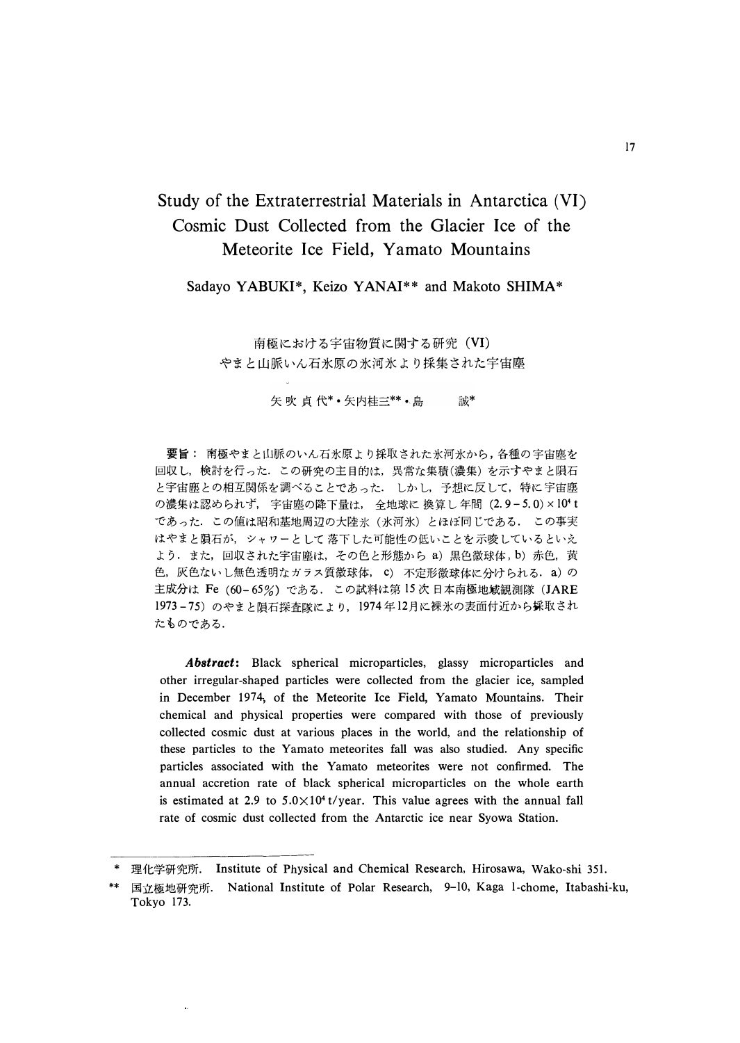# Study of the Extraterrestrial Materials in Antarctica (VI) Cosmic Dust Collected from the Glacier Ice of the Meteorite Ice Field, Yamato Mountains

Sadayo YABUKI*, Keizo YANAI** and Makoto SHIMA*

## 南極における宇宙物質に関する研究 (VI) やまと山脈いん石氷原の氷河氷より採集された宇宙塵

矢吹貞代*・矢内桂三**・島　誠*

**要旨**：南極やまと山脈のいん石氷原より採取された氷河氷から，各種の宇宙塵を回収し，検討を行った．この研究の主目的は，異常な集積(濃集)を示すやまと隕石と宇宙塵との相互関係を調べることであった．しかし，予想に反して，特に宇宙塵の濃集は認められず，宇宙塵の降下量は，全地球に換算し年間 $(2.9-5.0)\times10^4$ t であった．この値は昭和基地周辺の大陸氷（氷河氷）とほぼ同じである．この事実はやまと隕石が，シャワーとして落下した可能性の低いことを示唆しているといえよう．また，回収された宇宙塵は，その色と形態から a) 黒色微球体，b) 赤色，黄色，灰色ないし無色透明なガラス質微球体，c) 不定形微球体に分けられる．a) の主成分は Fe (60-65%) である．この試料は第15次日本南極地域観測隊 (JARE 1973-75) のやまと隕石探査隊により，1974年12月に裸氷の表面付近から採取されたものである．

***Abstract***: Black spherical microparticles, glassy microparticles and other irregular-shaped particles were collected from the glacier ice, sampled in December 1974, of the Meteorite Ice Field, Yamato Mountains. Their chemical and physical properties were compared with those of previously collected cosmic dust at various places in the world, and the relationship of these particles to the Yamato meteorites fall was also studied. Any specific particles associated with the Yamato meteorites were not confirmed. The annual accretion rate of black spherical microparticles on the whole earth is estimated at 2.9 to $5.0\times10^4$ t/year. This value agrees with the annual fall rate of cosmic dust collected from the Antarctic ice near Syowa Station.

---

\* 理化学研究所. Institute of Physical and Chemical Research, Hirosawa, Wako-shi 351.

\*\* 国立極地研究所. National Institute of Polar Research, 9-10, Kaga 1-chome, Itabashi-ku, Tokyo 173.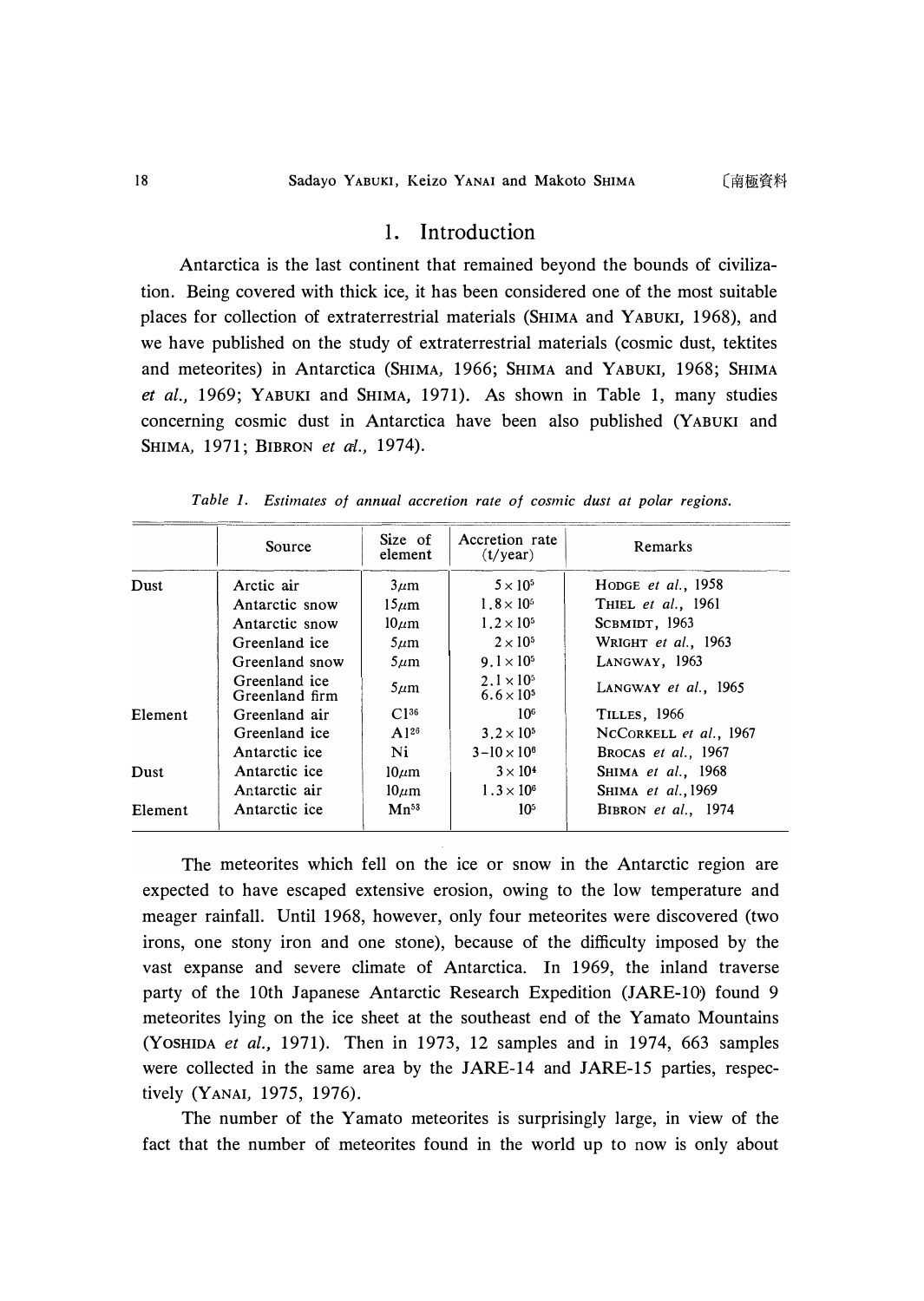## 1. Introduction

Antarctica is the last continent that remained beyond the bounds of civilization. Being covered with thick ice, it has been considered one of the most suitable places for collection of extraterrestrial materials (SHIMA and YABUKI, 1968), and we have published on the study of extraterrestrial materials (cosmic dust, tektites and meteorites) in Antarctica (SHIMA, 1966; SHIMA and YABUKI, 1968; SHIMA *et al.*, 1969; YABUKI and SHIMA, 1971). As shown in Table 1, many studies concerning cosmic dust in Antarctica have been also published (YABUKI and SHIMA, 1971; BIBRON *et al.*, 1974).

*Table 1. Estimates of annual accretion rate of cosmic dust at polar regions.*

| | Source | Size of element | Accretion rate (t/year) | Remarks |
|---|---|---|---|---|
| Dust | Arctic air | 3μm | $5\times10^5$ | HODGE *et al.*, 1958 |
| | Antarctic snow | 15μm | $1.8\times10^5$ | THIEL *et al.*, 1961 |
| | Antarctic snow | 10μm | $1.2\times10^5$ | SCBMIDT, 1963 |
| | Greenland ice | 5μm | $2\times10^5$ | WRIGHT *et al.*, 1963 |
| | Greenland snow | 5μm | $9.1\times10^5$ | LANGWAY, 1963 |
| | Greenland ice<br>Greenland firm | 5μm | $2.1\times10^5$<br>$6.6\times10^5$ | LANGWAY *et al.*, 1965 |
| Element | Greenland air | $Cl^{36}$ | $10^6$ | TILLES, 1966 |
| | Greenland ice | $Al^{26}$ | $3.2\times10^5$ | NCCORKELL *et al.*, 1967 |
| | Antarctic ice | Ni | $3\text{–}10\times10^6$ | BROCAS *et al.*, 1967 |
| Dust | Antarctic ice | 10μm | $3\times10^4$ | SHIMA *et al.*, 1968 |
| | Antarctic air | 10μm | $1.3\times10^6$ | SHIMA *et al.*, 1969 |
| Element | Antarctic ice | $Mn^{53}$ | $10^5$ | BIBRON *et al.*, 1974 |

The meteorites which fell on the ice or snow in the Antarctic region are expected to have escaped extensive erosion, owing to the low temperature and meager rainfall. Until 1968, however, only four meteorites were discovered (two irons, one stony iron and one stone), because of the difficulty imposed by the vast expanse and severe climate of Antarctica. In 1969, the inland traverse party of the 10th Japanese Antarctic Research Expedition (JARE-10) found 9 meteorites lying on the ice sheet at the southeast end of the Yamato Mountains (YOSHIDA *et al.*, 1971). Then in 1973, 12 samples and in 1974, 663 samples were collected in the same area by the JARE-14 and JARE-15 parties, respectively (YANAI, 1975, 1976).

The number of the Yamato meteorites is surprisingly large, in view of the fact that the number of meteorites found in the world up to now is only about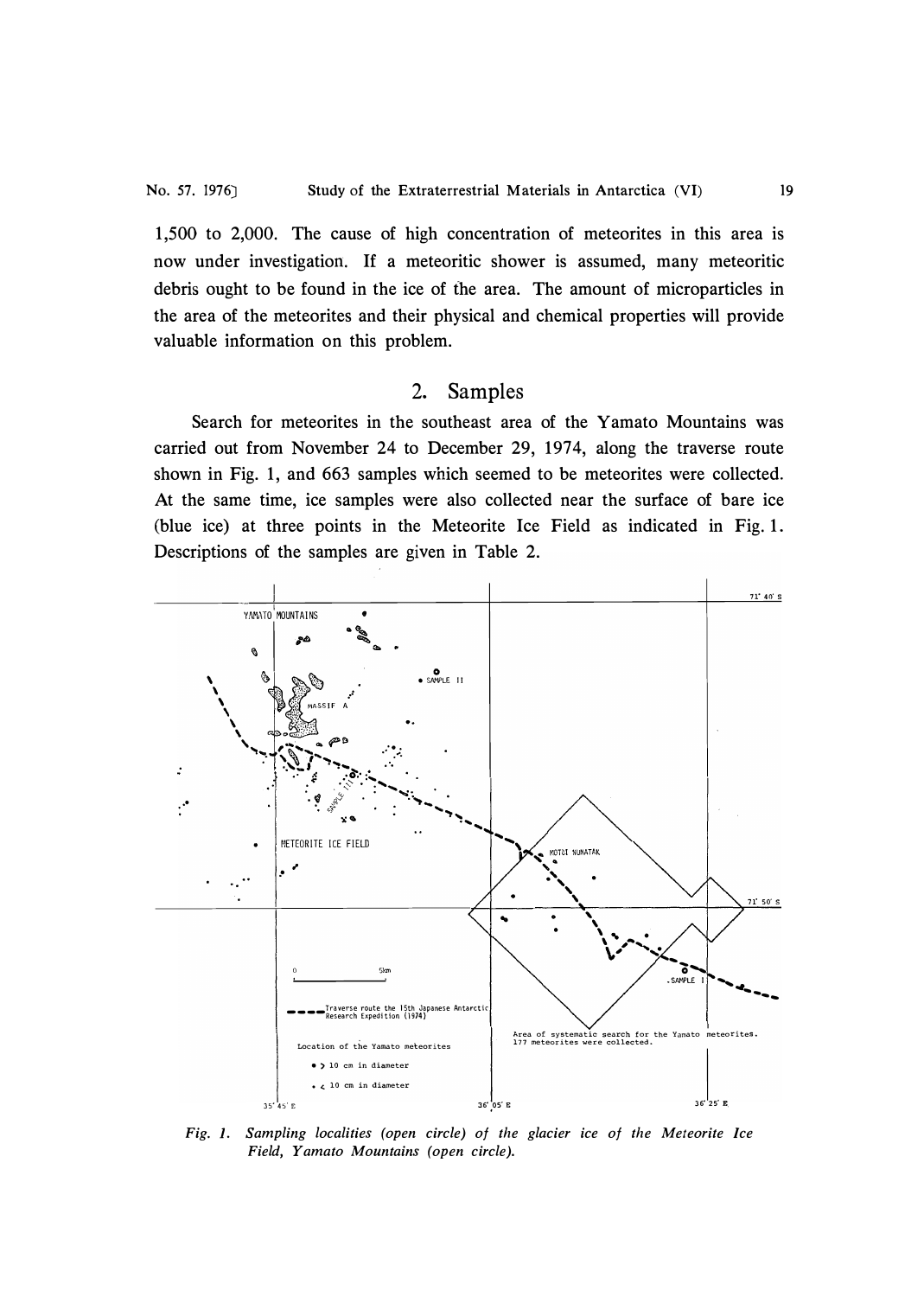1,500 to 2,000. The cause of high concentration of meteorites in this area is now under investigation. If a meteoritic shower is assumed, many meteoritic debris ought to be found in the ice of the area. The amount of microparticles in the area of the meteorites and their physical and chemical properties will provide valuable information on this problem.

## 2. Samples

Search for meteorites in the southeast area of the Yamato Mountains was carried out from November 24 to December 29, 1974, along the traverse route shown in Fig. 1, and 663 samples which seemed to be meteorites were collected. At the same time, ice samples were also collected near the surface of bare ice (blue ice) at three points in the Meteorite Ice Field as indicated in Fig. 1. Descriptions of the samples are given in Table 2.

*Fig. 1. Sampling localities (open circle) of the glacier ice of the Meteorite Ice Field, Yamato Mountains (open circle).*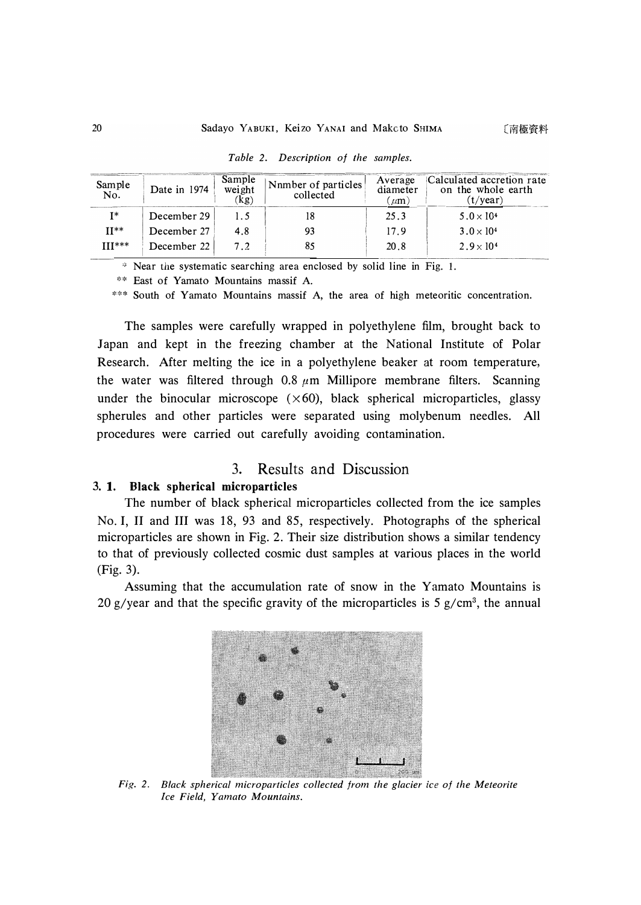*Table 2. Description of the samples.*

| Sample No. | Date in 1974 | Sample weight (kg) | Nnmber of particles collected | Average diameter ($\mu$m) | Calculated accretion rate on the whole earth (t/year) |
|---|---|---|---|---|---|
| I* | December 29 | 1.5 | 18 | 25.3 | $5.0\times10^4$ |
| II** | December 27 | 4.8 | 93 | 17.9 | $3.0\times10^4$ |
| III*** | December 22 | 7.2 | 85 | 20.8 | $2.9\times10^4$ |

\* Near the systematic searching area enclosed by solid line in Fig. 1.

\*\* East of Yamato Mountains massif A.

\*\*\* South of Yamato Mountains massif A, the area of high meteoritic concentration.

The samples were carefully wrapped in polyethylene film, brought back to Japan and kept in the freezing chamber at the National Institute of Polar Research. After melting the ice in a polyethylene beaker at room temperature, the water was filtered through 0.8 $\mu$m Millipore membrane filters. Scanning under the binocular microscope ($\times60$), black spherical microparticles, glassy spherules and other particles were separated using molybenum needles. All procedures were carried out carefully avoiding contamination.

## 3. Results and Discussion

### 3. 1. Black spherical microparticles

The number of black spherical microparticles collected from the ice samples No. I, II and III was 18, 93 and 85, respectively. Photographs of the spherical microparticles are shown in Fig. 2. Their size distribution shows a similar tendency to that of previously collected cosmic dust samples at various places in the world (Fig. 3).

Assuming that the accumulation rate of snow in the Yamato Mountains is 20 g/year and that the specific gravity of the microparticles is 5 g/cm$^3$, the annual

*Fig. 2. Black spherical microparticles collected from the glacier ice of the Meteorite Ice Field, Yamato Mountains.*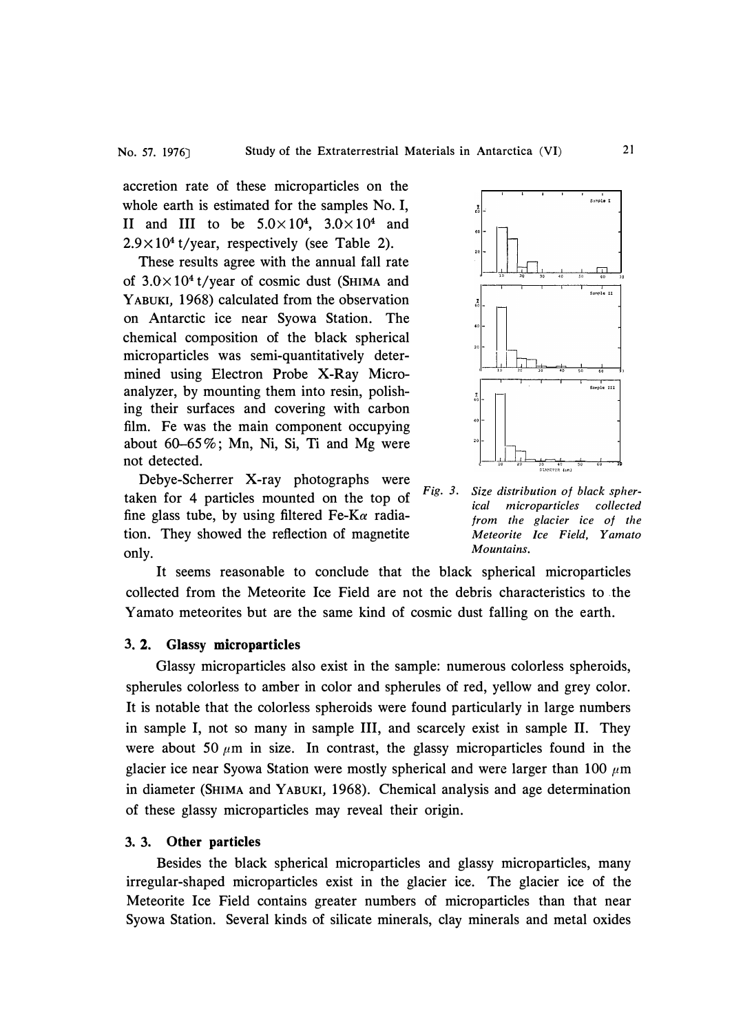accretion rate of these microparticles on the whole earth is estimated for the samples No. I, II and III to be $5.0 \times 10^4$, $3.0 \times 10^4$ and $2.9 \times 10^4$ t/year, respectively (see Table 2).

These results agree with the annual fall rate of $3.0 \times 10^4$ t/year of cosmic dust (SHIMA and YABUKI, 1968) calculated from the observation on Antarctic ice near Syowa Station. The chemical composition of the black spherical microparticles was semi-quantitatively determined using Electron Probe X-Ray Micro-analyzer, by mounting them into resin, polishing their surfaces and covering with carbon film. Fe was the main component occupying about 60–65%; Mn, Ni, Si, Ti and Mg were not detected.

Debye-Scherrer X-ray photographs were taken for 4 particles mounted on the top of fine glass tube, by using filtered Fe-K$\alpha$ radiation. They showed the reflection of magnetite only.

*Fig. 3. Size distribution of black spherical microparticles collected from the glacier ice of the Meteorite Ice Field, Yamato Mountains.*

It seems reasonable to conclude that the black spherical microparticles collected from the Meteorite Ice Field are not the debris characteristics to the Yamato meteorites but are the same kind of cosmic dust falling on the earth.

### 3. 2. Glassy microparticles

Glassy microparticles also exist in the sample: numerous colorless spheroids, spherules colorless to amber in color and spherules of red, yellow and grey color. It is notable that the colorless spheroids were found particularly in large numbers in sample I, not so many in sample III, and scarcely exist in sample II. They were about 50 $\mu$m in size. In contrast, the glassy microparticles found in the glacier ice near Syowa Station were mostly spherical and were larger than 100 $\mu$m in diameter (SHIMA and YABUKI, 1968). Chemical analysis and age determination of these glassy microparticles may reveal their origin.

### 3. 3. Other particles

Besides the black spherical microparticles and glassy microparticles, many irregular-shaped microparticles exist in the glacier ice. The glacier ice of the Meteorite Ice Field contains greater numbers of microparticles than that near Syowa Station. Several kinds of silicate minerals, clay minerals and metal oxides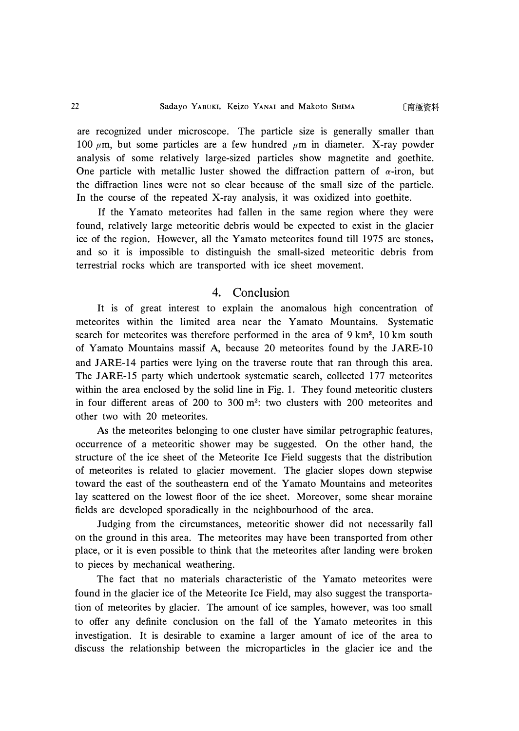are recognized under microscope. The particle size is generally smaller than 100 $\mu$m, but some particles are a few hundred $\mu$m in diameter. X-ray powder analysis of some relatively large-sized particles show magnetite and goethite. One particle with metallic luster showed the diffraction pattern of $\alpha$-iron, but the diffraction lines were not so clear because of the small size of the particle. In the course of the repeated X-ray analysis, it was oxidized into goethite.

If the Yamato meteorites had fallen in the same region where they were found, relatively large meteoritic debris would be expected to exist in the glacier ice of the region. However, all the Yamato meteorites found till 1975 are stones, and so it is impossible to distinguish the small-sized meteoritic debris from terrestrial rocks which are transported with ice sheet movement.

## 4. Conclusion

It is of great interest to explain the anomalous high concentration of meteorites within the limited area near the Yamato Mountains. Systematic search for meteorites was therefore performed in the area of 9 km$^2$, 10 km south of Yamato Mountains massif A, because 20 meteorites found by the JARE-10 and JARE-14 parties were lying on the traverse route that ran through this area. The JARE-15 party which undertook systematic search, collected 177 meteorites within the area enclosed by the solid line in Fig. 1. They found meteoritic clusters in four different areas of 200 to 300 m$^2$: two clusters with 200 meteorites and other two with 20 meteorites.

As the meteorites belonging to one cluster have similar petrographic features, occurrence of a meteoritic shower may be suggested. On the other hand, the structure of the ice sheet of the Meteorite Ice Field suggests that the distribution of meteorites is related to glacier movement. The glacier slopes down stepwise toward the east of the southeastern end of the Yamato Mountains and meteorites lay scattered on the lowest floor of the ice sheet. Moreover, some shear moraine fields are developed sporadically in the neighbourhood of the area.

Judging from the circumstances, meteoritic shower did not necessarily fall on the ground in this area. The meteorites may have been transported from other place, or it is even possible to think that the meteorites after landing were broken to pieces by mechanical weathering.

The fact that no materials characteristic of the Yamato meteorites were found in the glacier ice of the Meteorite Ice Field, may also suggest the transportation of meteorites by glacier. The amount of ice samples, however, was too small to offer any definite conclusion on the fall of the Yamato meteorites in this investigation. It is desirable to examine a larger amount of ice of the area to discuss the relationship between the microparticles in the glacier ice and the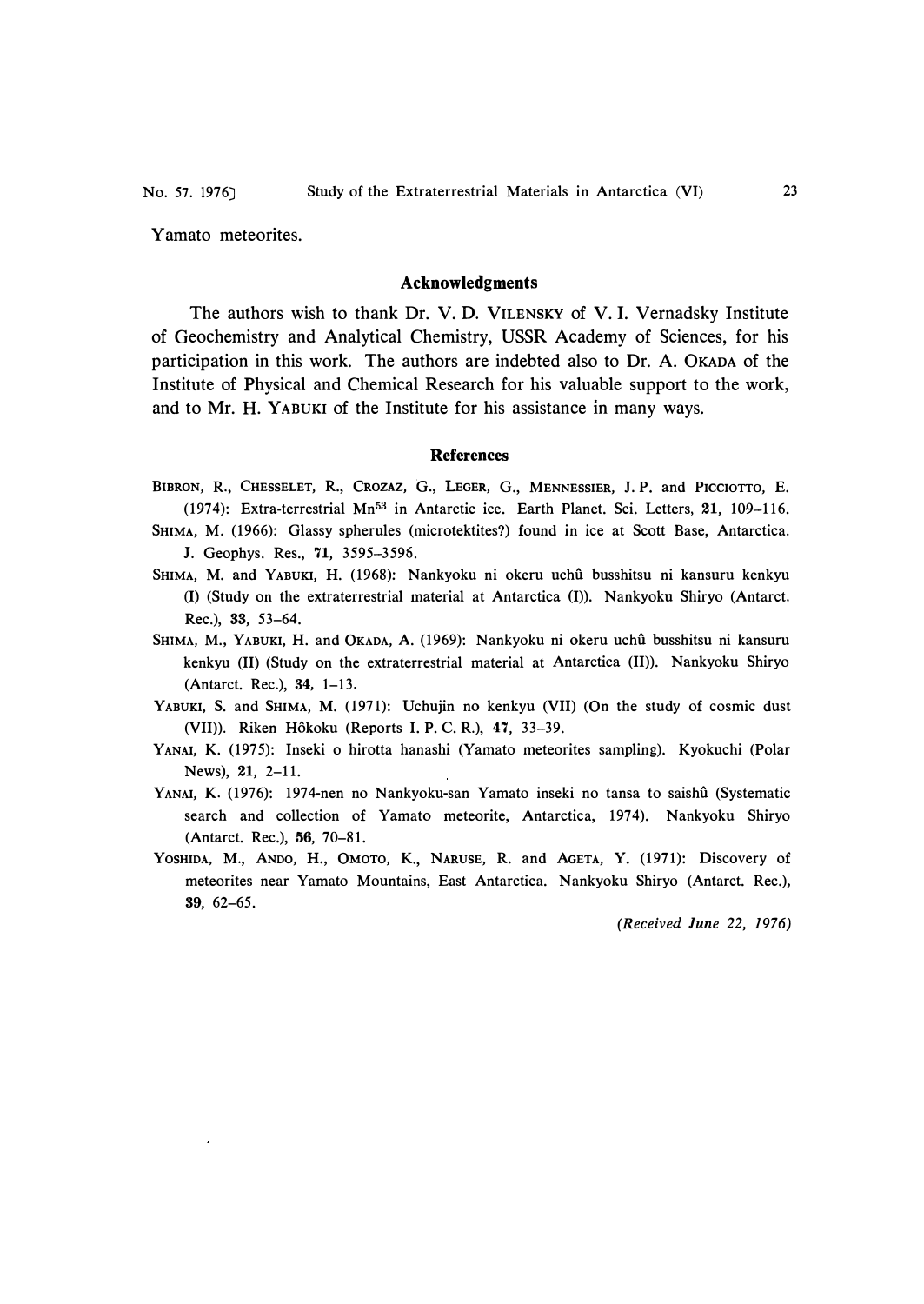Yamato meteorites.

## Acknowledgments

The authors wish to thank Dr. V. D. VILENSKY of V. I. Vernadsky Institute of Geochemistry and Analytical Chemistry, USSR Academy of Sciences, for his participation in this work. The authors are indebted also to Dr. A. OKADA of the Institute of Physical and Chemical Research for his valuable support to the work, and to Mr. H. YABUKI of the Institute for his assistance in many ways.

## References

BIBRON, R., CHESSELET, R., CROZAZ, G., LEGER, G., MENNESSIER, J. P. and PICCIOTTO, E. (1974): Extra-terrestrial $Mn^{53}$ in Antarctic ice. Earth Planet. Sci. Letters, **21**, 109–116.

SHIMA, M. (1966): Glassy spherules (microtektites?) found in ice at Scott Base, Antarctica. J. Geophys. Res., **71**, 3595–3596.

SHIMA, M. and YABUKI, H. (1968): Nankyoku ni okeru uchû busshitsu ni kansuru kenkyu (I) (Study on the extraterrestrial material at Antarctica (I)). Nankyoku Shiryo (Antarct. Rec.), **33**, 53–64.

SHIMA, M., YABUKI, H. and OKADA, A. (1969): Nankyoku ni okeru uchû busshitsu ni kansuru kenkyu (II) (Study on the extraterrestrial material at Antarctica (II)). Nankyoku Shiryo (Antarct. Rec.), **34**, 1–13.

YABUKI, S. and SHIMA, M. (1971): Uchujin no kenkyu (VII) (On the study of cosmic dust (VII)). Riken Hôkoku (Reports I. P. C. R.), **47**, 33–39.

YANAI, K. (1975): Inseki o hirotta hanashi (Yamato meteorites sampling). Kyokuchi (Polar News), **21**, 2–11.

YANAI, K. (1976): 1974-nen no Nankyoku-san Yamato inseki no tansa to saishû (Systematic search and collection of Yamato meteorite, Antarctica, 1974). Nankyoku Shiryo (Antarct. Rec.), **56**, 70–81.

YOSHIDA, M., ANDO, H., OMOTO, K., NARUSE, R. and AGETA, Y. (1971): Discovery of meteorites near Yamato Mountains, East Antarctica. Nankyoku Shiryo (Antarct. Rec.), **39**, 62–65.

*(Received June 22, 1976)*